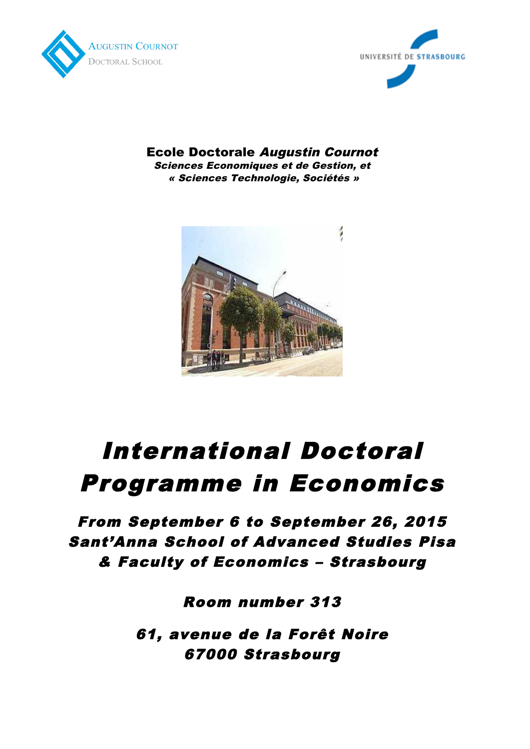Augustin Cournot
Doctoral School

Université de Strasbourg

**Ecole Doctorale *Augustin Cournot***
***Sciences Economiques et de Gestion, et***
***« Sciences Technologie, Sociétés »***

# *International Doctoral Programme in Economics*

## *From September 6 to September 26, 2015*
## *Sant'Anna School of Advanced Studies Pisa*
## *& Faculty of Economics – Strasbourg*

### *Room number 313*

### *61, avenue de la Forêt Noire*
### *67000 Strasbourg*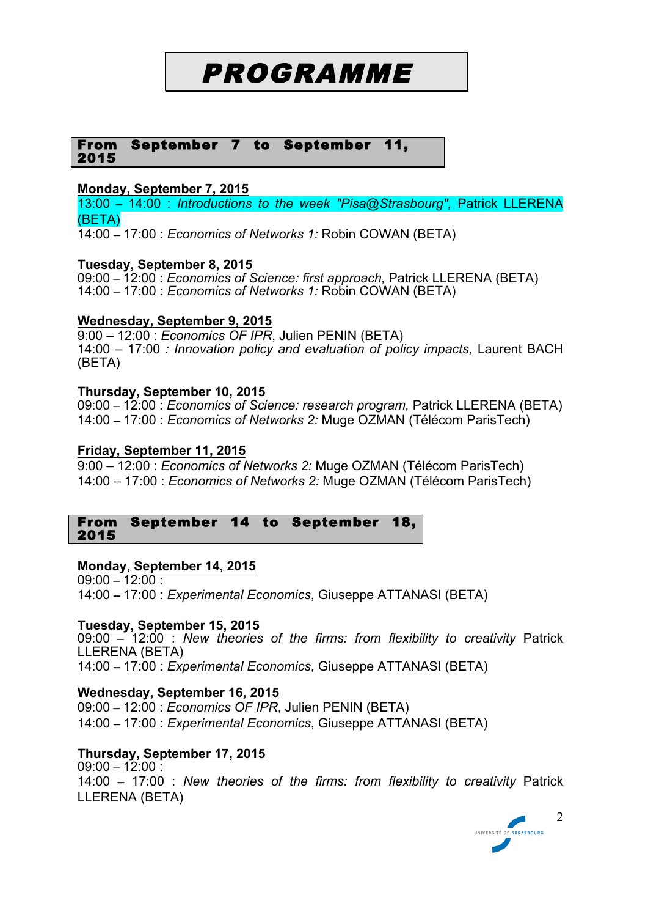# PROGRAMME

## From September 7 to September 11, 2015

**Monday, September 7, 2015**

13:00 – 14:00 : *Introductions to the week "Pisa@Strasbourg",* Patrick LLERENA (BETA)
14:00 – 17:00 : *Economics of Networks 1:* Robin COWAN (BETA)

**Tuesday, September 8, 2015**

09:00 – 12:00 : *Economics of Science: first approach,* Patrick LLERENA (BETA)
14:00 – 17:00 : *Economics of Networks 1:* Robin COWAN (BETA)

**Wednesday, September 9, 2015**

9:00 – 12:00 : *Economics OF IPR*, Julien PENIN (BETA)
14:00 – 17:00 *: Innovation policy and evaluation of policy impacts,* Laurent BACH (BETA)

**Thursday, September 10, 2015**

09:00 – 12:00 : *Economics of Science: research program,* Patrick LLERENA (BETA)
14:00 – 17:00 : *Economics of Networks 2:* Muge OZMAN (Télécom ParisTech)

**Friday, September 11, 2015**

9:00 – 12:00 : *Economics of Networks 2:* Muge OZMAN (Télécom ParisTech)
14:00 – 17:00 : *Economics of Networks 2:* Muge OZMAN (Télécom ParisTech)

## From September 14 to September 18, 2015

**Monday, September 14, 2015**

09:00 – 12:00 :
14:00 – 17:00 : *Experimental Economics*, Giuseppe ATTANASI (BETA)

**Tuesday, September 15, 2015**

09:00 – 12:00 : *New theories of the firms: from flexibility to creativity* Patrick LLERENA (BETA)
14:00 – 17:00 : *Experimental Economics*, Giuseppe ATTANASI (BETA)

**Wednesday, September 16, 2015**

09:00 – 12:00 : *Economics OF IPR*, Julien PENIN (BETA)
14:00 – 17:00 : *Experimental Economics*, Giuseppe ATTANASI (BETA)

**Thursday, September 17, 2015**

09:00 – 12:00 :
14:00 – 17:00 : *New theories of the firms: from flexibility to creativity* Patrick LLERENA (BETA)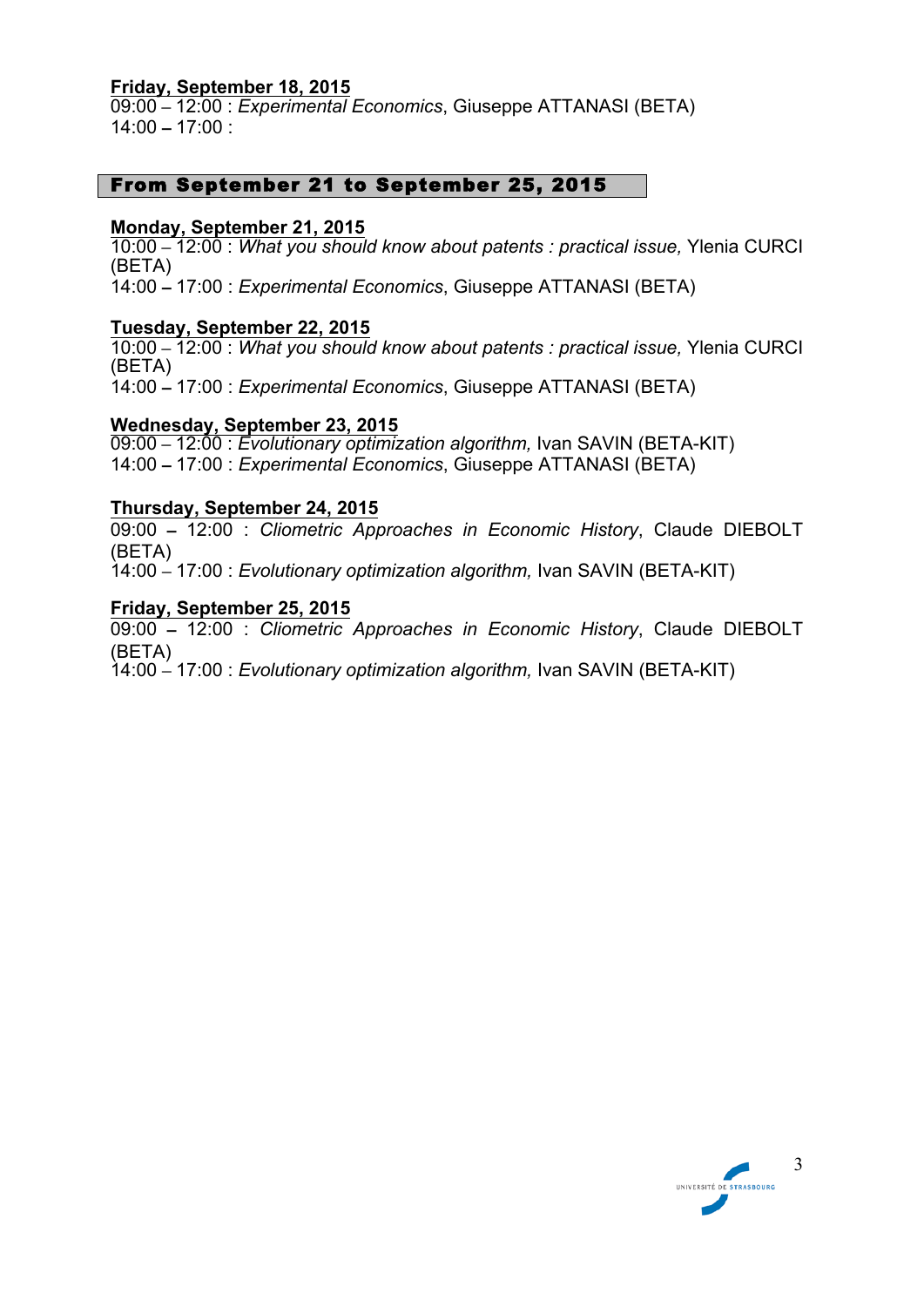**Friday, September 18, 2015**
09:00 – 12:00 : *Experimental Economics*, Giuseppe ATTANASI (BETA)
14:00 – 17:00 :

## From September 21 to September 25, 2015

**Monday, September 21, 2015**
10:00 – 12:00 : *What you should know about patents : practical issue,* Ylenia CURCI (BETA)
14:00 – 17:00 : *Experimental Economics*, Giuseppe ATTANASI (BETA)

**Tuesday, September 22, 2015**
10:00 – 12:00 : *What you should know about patents : practical issue,* Ylenia CURCI (BETA)
14:00 – 17:00 : *Experimental Economics*, Giuseppe ATTANASI (BETA)

**Wednesday, September 23, 2015**
09:00 – 12:00 : *Evolutionary optimization algorithm,* Ivan SAVIN (BETA-KIT)
14:00 – 17:00 : *Experimental Economics*, Giuseppe ATTANASI (BETA)

**Thursday, September 24, 2015**
09:00 – 12:00 : *Cliometric Approaches in Economic History*, Claude DIEBOLT (BETA)
14:00 – 17:00 : *Evolutionary optimization algorithm,* Ivan SAVIN (BETA-KIT)

**Friday, September 25, 2015**
09:00 – 12:00 : *Cliometric Approaches in Economic History*, Claude DIEBOLT (BETA)
14:00 – 17:00 : *Evolutionary optimization algorithm,* Ivan SAVIN (BETA-KIT)